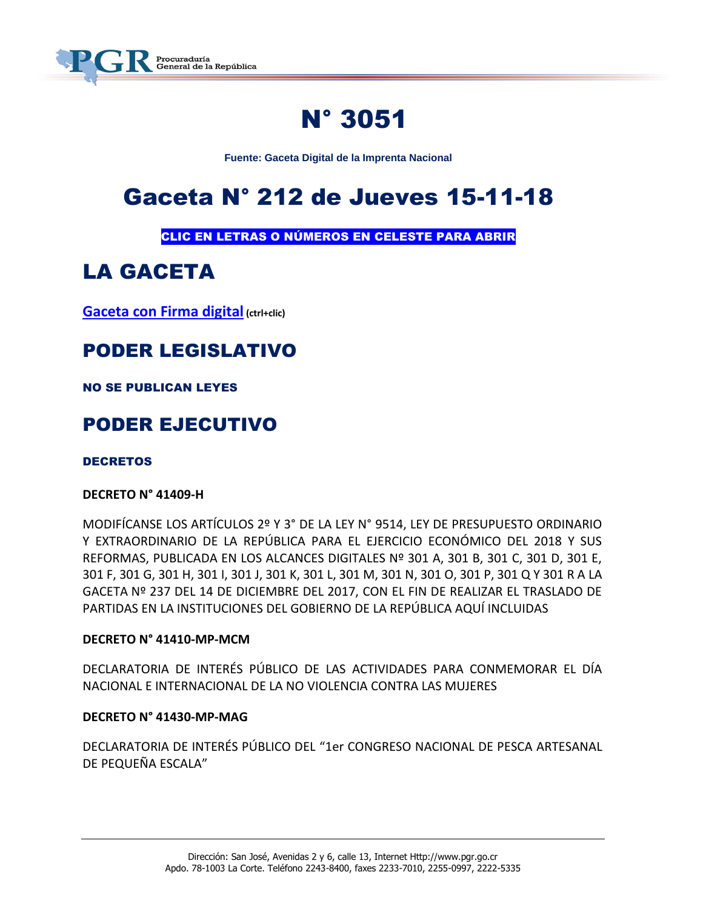# N° 3051

**Fuente: Gaceta Digital de la Imprenta Nacional**

# Gaceta N° 212 de Jueves 15-11-18

**CLIC EN LETRAS O NÚMEROS EN CELESTE PARA ABRIR**

## LA GACETA

**Gaceta con Firma digital** **(ctrl+clic)**

## PODER LEGISLATIVO

### NO SE PUBLICAN LEYES

## PODER EJECUTIVO

### DECRETOS

**DECRETO N° 41409-H**

MODIFÍCANSE LOS ARTÍCULOS 2º Y 3° DE LA LEY N° 9514, LEY DE PRESUPUESTO ORDINARIO Y EXTRAORDINARIO DE LA REPÚBLICA PARA EL EJERCICIO ECONÓMICO DEL 2018 Y SUS REFORMAS, PUBLICADA EN LOS ALCANCES DIGITALES Nº 301 A, 301 B, 301 C, 301 D, 301 E, 301 F, 301 G, 301 H, 301 I, 301 J, 301 K, 301 L, 301 M, 301 N, 301 O, 301 P, 301 Q Y 301 R A LA GACETA Nº 237 DEL 14 DE DICIEMBRE DEL 2017, CON EL FIN DE REALIZAR EL TRASLADO DE PARTIDAS EN LA INSTITUCIONES DEL GOBIERNO DE LA REPÚBLICA AQUÍ INCLUIDAS

**DECRETO N° 41410-MP-MCM**

DECLARATORIA DE INTERÉS PÚBLICO DE LAS ACTIVIDADES PARA CONMEMORAR EL DÍA NACIONAL E INTERNACIONAL DE LA NO VIOLENCIA CONTRA LAS MUJERES

**DECRETO N° 41430-MP-MAG**

DECLARATORIA DE INTERÉS PÚBLICO DEL "1er CONGRESO NACIONAL DE PESCA ARTESANAL DE PEQUEÑA ESCALA"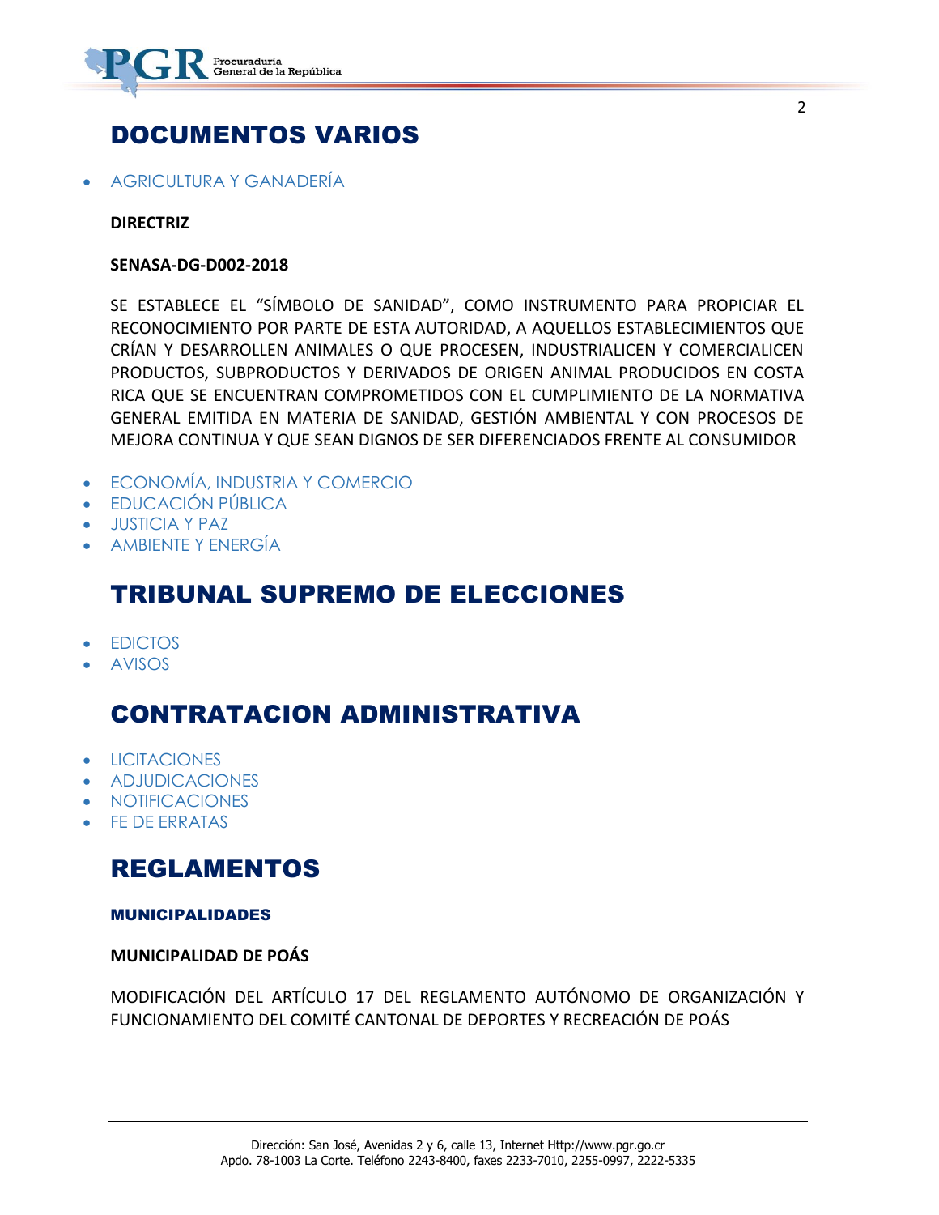## DOCUMENTOS VARIOS

- AGRICULTURA Y GANADERÍA

**DIRECTRIZ**

**SENASA-DG-D002-2018**

SE ESTABLECE EL "SÍMBOLO DE SANIDAD", COMO INSTRUMENTO PARA PROPICIAR EL RECONOCIMIENTO POR PARTE DE ESTA AUTORIDAD, A AQUELLOS ESTABLECIMIENTOS QUE CRÍAN Y DESARROLLEN ANIMALES O QUE PROCESEN, INDUSTRIALICEN Y COMERCIALICEN PRODUCTOS, SUBPRODUCTOS Y DERIVADOS DE ORIGEN ANIMAL PRODUCIDOS EN COSTA RICA QUE SE ENCUENTRAN COMPROMETIDOS CON EL CUMPLIMIENTO DE LA NORMATIVA GENERAL EMITIDA EN MATERIA DE SANIDAD, GESTIÓN AMBIENTAL Y CON PROCESOS DE MEJORA CONTINUA Y QUE SEAN DIGNOS DE SER DIFERENCIADOS FRENTE AL CONSUMIDOR

- ECONOMÍA, INDUSTRIA Y COMERCIO
- EDUCACIÓN PÚBLICA
- JUSTICIA Y PAZ
- AMBIENTE Y ENERGÍA

## TRIBUNAL SUPREMO DE ELECCIONES

- EDICTOS
- AVISOS

## CONTRATACION ADMINISTRATIVA

- LICITACIONES
- ADJUDICACIONES
- NOTIFICACIONES
- FE DE ERRATAS

## REGLAMENTOS

### MUNICIPALIDADES

**MUNICIPALIDAD DE POÁS**

MODIFICACIÓN DEL ARTÍCULO 17 DEL REGLAMENTO AUTÓNOMO DE ORGANIZACIÓN Y FUNCIONAMIENTO DEL COMITÉ CANTONAL DE DEPORTES Y RECREACIÓN DE POÁS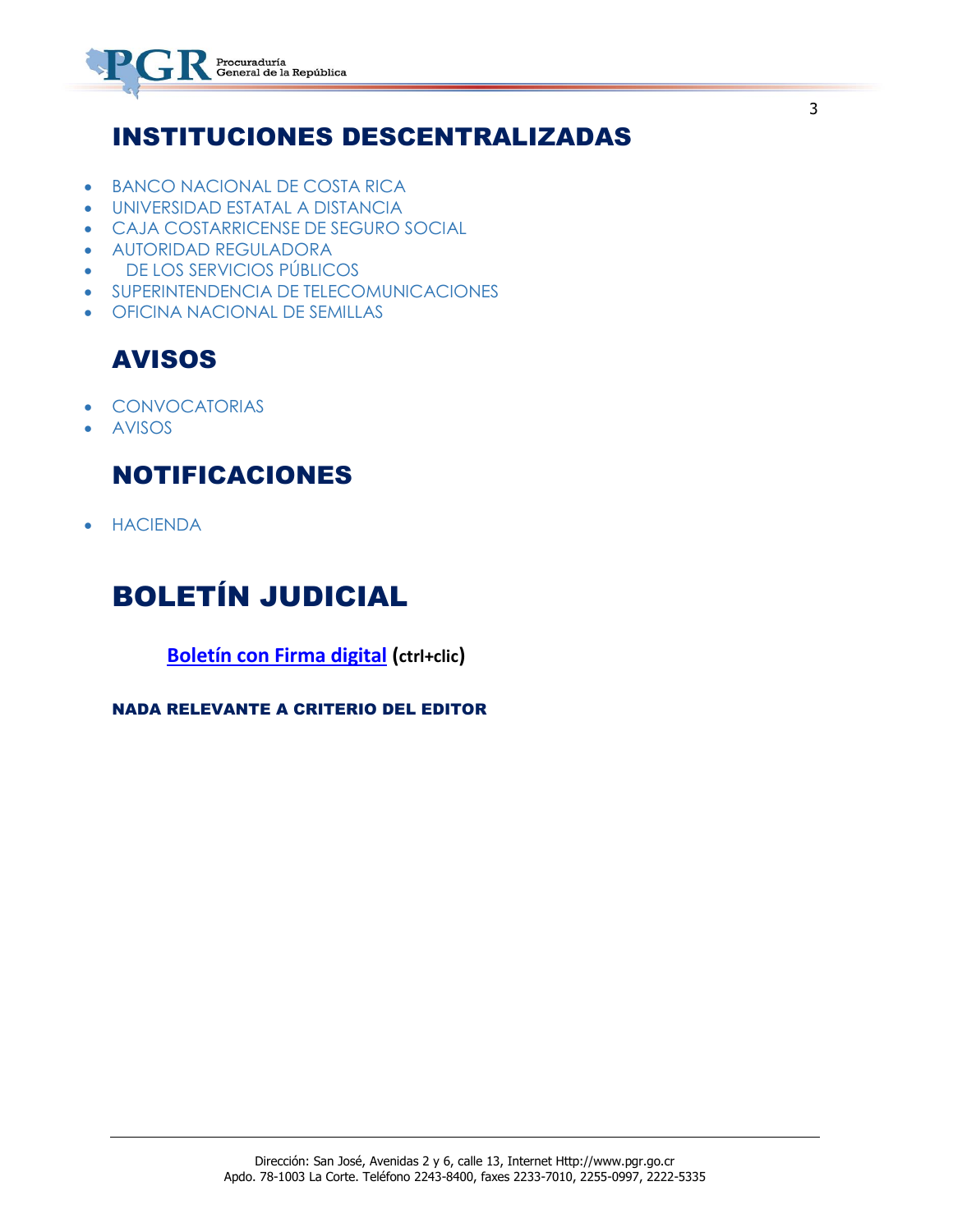## INSTITUCIONES DESCENTRALIZADAS

- BANCO NACIONAL DE COSTA RICA
- UNIVERSIDAD ESTATAL A DISTANCIA
- CAJA COSTARRICENSE DE SEGURO SOCIAL
- AUTORIDAD REGULADORA
- DE LOS SERVICIOS PÚBLICOS
- SUPERINTENDENCIA DE TELECOMUNICACIONES
- OFICINA NACIONAL DE SEMILLAS

## AVISOS

- CONVOCATORIAS
- AVISOS

## NOTIFICACIONES

- HACIENDA

# BOLETÍN JUDICIAL

**Boletín con Firma digital** **(ctrl+clic)**

**NADA RELEVANTE A CRITERIO DEL EDITOR**

Dirección: San José, Avenidas 2 y 6, calle 13, Internet Http://www.pgr.go.cr
Apdo. 78-1003 La Corte. Teléfono 2243-8400, faxes 2233-7010, 2255-0997, 2222-5335